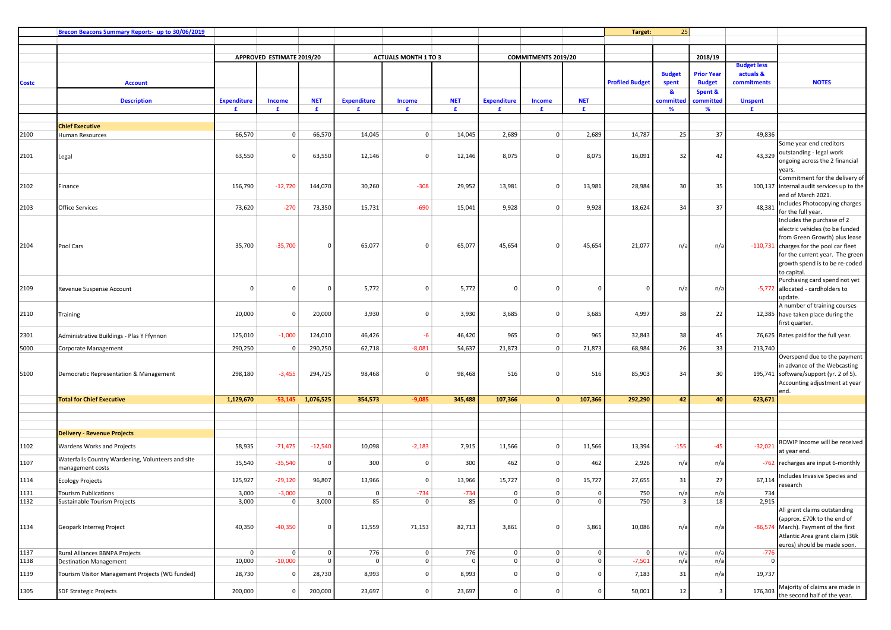Brecon Beacons Summary Report:- up to 30/06/2019

Target: 25

| Costc | Account | APPROVED ESTIMATE 2019/20 | | | ACTUALS MONTH 1 TO 3 | | | COMMITMENTS 2019/20 | | | Profiled Budget | Budget spent & committed | 2018/19 Prior Year Budget Spent & committed | Budget less actuals & commitments Unspent | NOTES |
|---|---|---|---|---|---|---|---|---|---|---|---|---|---|---|---|
| | Description | Expenditure £ | Income £ | NET £ | Expenditure £ | Income £ | NET £ | Expenditure £ | Income £ | NET £ | | % | % | £ | |
| | **Chief Executive** | | | | | | | | | | | | | | |
| 2100 | Human Resources | 66,570 | 0 | 66,570 | 14,045 | 0 | 14,045 | 2,689 | 0 | 2,689 | 14,787 | 25 | 37 | 49,836 | |
| 2101 | Legal | 63,550 | 0 | 63,550 | 12,146 | 0 | 12,146 | 8,075 | 0 | 8,075 | 16,091 | 32 | 42 | 43,329 | Some year end creditors outstanding - legal work ongoing across the 2 financial years. |
| 2102 | Finance | 156,790 | -12,720 | 144,070 | 30,260 | -308 | 29,952 | 13,981 | 0 | 13,981 | 28,984 | 30 | 35 | 100,137 | Commitment for the delivery of internal audit services up to the end of March 2021. |
| 2103 | Office Services | 73,620 | -270 | 73,350 | 15,731 | -690 | 15,041 | 9,928 | 0 | 9,928 | 18,624 | 34 | 37 | 48,381 | Includes Photocopying charges for the full year. |
| 2104 | Pool Cars | 35,700 | -35,700 | 0 | 65,077 | 0 | 65,077 | 45,654 | 0 | 45,654 | 21,077 | n/a | n/a | -110,731 | Includes the purchase of 2 electric vehicles (to be funded from Green Growth) plus lease charges for the pool car fleet for the current year. The green growth spend is to be re-coded to capital. |
| 2109 | Revenue Suspense Account | 0 | 0 | 0 | 5,772 | 0 | 5,772 | 0 | 0 | 0 | 0 | n/a | n/a | -5,772 | Purchasing card spend not yet allocated - cardholders to update. |
| 2110 | Training | 20,000 | 0 | 20,000 | 3,930 | 0 | 3,930 | 3,685 | 0 | 3,685 | 4,997 | 38 | 22 | 12,385 | A number of training courses have taken place during the first quarter. |
| 2301 | Administrative Buildings - Plas Y Ffynnon | 125,010 | -1,000 | 124,010 | 46,426 | -6 | 46,420 | 965 | 0 | 965 | 32,843 | 38 | 45 | 76,625 | Rates paid for the full year. |
| 5000 | Corporate Management | 290,250 | 0 | 290,250 | 62,718 | -8,081 | 54,637 | 21,873 | 0 | 21,873 | 68,984 | 26 | 33 | 213,740 | |
| 5100 | Democratic Representation & Management | 298,180 | -3,455 | 294,725 | 98,468 | 0 | 98,468 | 516 | 0 | 516 | 85,903 | 34 | 30 | 195,741 | Overspend due to the payment in advance of the Webcasting software/support (yr. 2 of 5). Accounting adjustment at year end. |
| | **Total for Chief Executive** | **1,129,670** | **-53,145** | **1,076,525** | **354,573** | **-9,085** | **345,488** | **107,366** | **0** | **107,366** | **292,290** | **42** | **40** | **623,671** | |
| | **Delivery - Revenue Projects** | | | | | | | | | | | | | | |
| 1102 | Wardens Works and Projects | 58,935 | -71,475 | -12,540 | 10,098 | -2,183 | 7,915 | 11,566 | 0 | 11,566 | 13,394 | -155 | -45 | -32,021 | ROWIP Income will be received at year end. |
| 1107 | Waterfalls Country Wardening, Volunteers and site management costs | 35,540 | -35,540 | 0 | 300 | 0 | 300 | 462 | 0 | 462 | 2,926 | n/a | n/a | -762 | recharges are input 6-monthly |
| 1114 | Ecology Projects | 125,927 | -29,120 | 96,807 | 13,966 | 0 | 13,966 | 15,727 | 0 | 15,727 | 27,655 | 31 | 27 | 67,114 | Includes Invasive Species and research |
| 1131 | Tourism Publications | 3,000 | -3,000 | 0 | 0 | -734 | -734 | 0 | 0 | 0 | 750 | n/a | n/a | 734 | |
| 1132 | Sustainable Tourism Projects | 3,000 | 0 | 3,000 | 85 | 0 | 85 | 0 | 0 | 0 | 750 | 3 | 18 | 2,915 | |
| 1134 | Geopark Interreg Project | 40,350 | -40,350 | 0 | 11,559 | 71,153 | 82,713 | 3,861 | 0 | 3,861 | 10,086 | n/a | n/a | -86,574 | All grant claims outstanding (approx. £70k to the end of March). Payment of the first Atlantic Area grant claim (36k euros) should be made soon. |
| 1137 | Rural Alliances BBNPA Projects | 0 | 0 | 0 | 776 | 0 | 776 | 0 | 0 | 0 | 0 | n/a | n/a | -776 | |
| 1138 | Destination Management | 10,000 | -10,000 | 0 | 0 | 0 | 0 | 0 | 0 | 0 | -7,501 | n/a | n/a | 0 | |
| 1139 | Tourism Visitor Management Projects (WG funded) | 28,730 | 0 | 28,730 | 8,993 | 0 | 8,993 | 0 | 0 | 0 | 7,183 | 31 | n/a | 19,737 | |
| 1305 | SDF Strategic Projects | 200,000 | 0 | 200,000 | 23,697 | 0 | 23,697 | 0 | 0 | 0 | 50,001 | 12 | 3 | 176,303 | Majority of claims are made in the second half of the year. |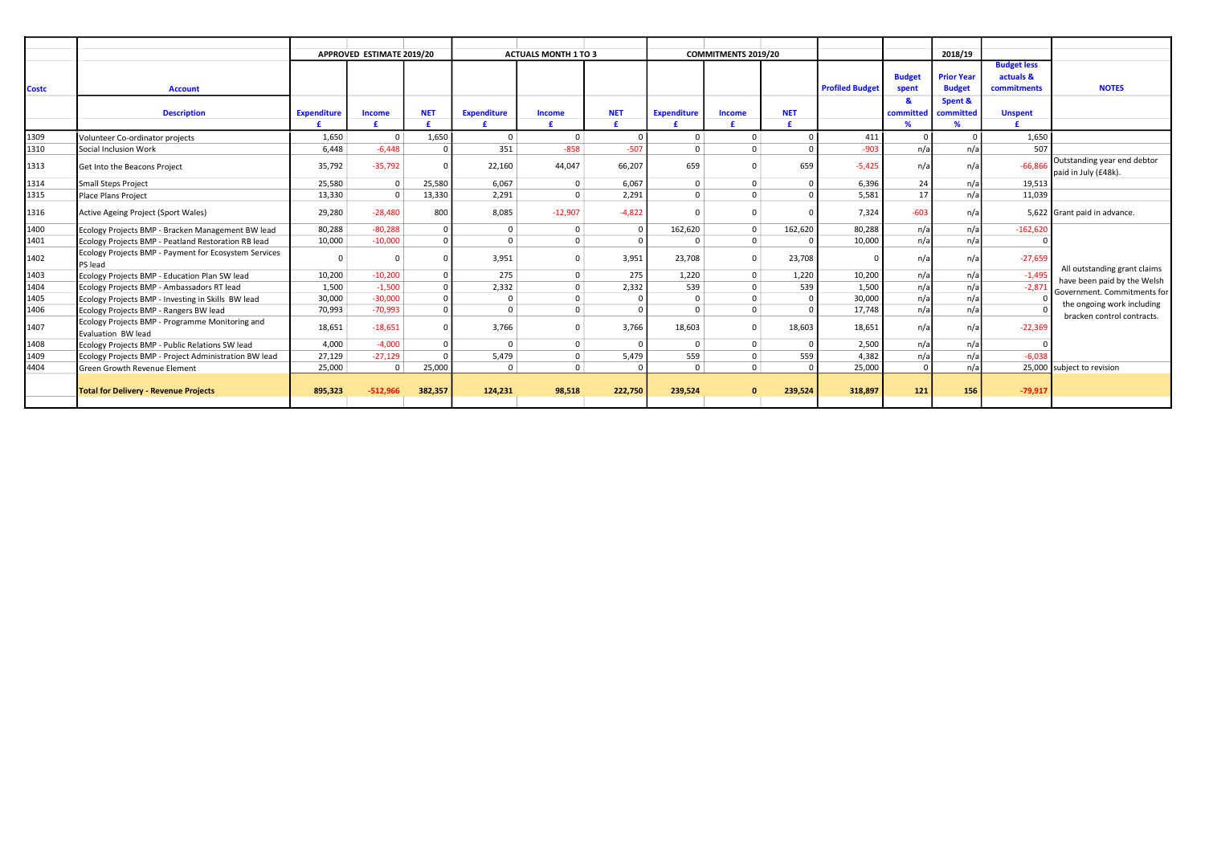| Costc | Account | APPROVED ESTIMATE 2019/20 | | | ACTUALS MONTH 1 TO 3 | | | COMMITMENTS 2019/20 | | | Profiled Budget | Budget spent | 2018/19 Prior Year Budget | Budget less actuals & commitments | NOTES |
|---|---|---|---|---|---|---|---|---|---|---|---|---|---|---|---|
| | Description | Expenditure £ | Income £ | NET £ | Expenditure £ | Income £ | NET £ | Expenditure £ | Income £ | NET £ | | & committed % | Spent & committed % | Unspent £ | |
| 1309 | Volunteer Co-ordinator projects | 1,650 | 0 | 1,650 | 0 | 0 | 0 | 0 | 0 | 0 | 411 | 0 | 0 | 1,650 | |
| 1310 | Social Inclusion Work | 6,448 | -6,448 | 0 | 351 | -858 | -507 | 0 | 0 | 0 | -903 | n/a | n/a | 507 | |
| 1313 | Get Into the Beacons Project | 35,792 | -35,792 | 0 | 22,160 | 44,047 | 66,207 | 659 | 0 | 659 | -5,425 | n/a | n/a | -66,866 | Outstanding year end debtor paid in July (£48k). |
| 1314 | Small Steps Project | 25,580 | 0 | 25,580 | 6,067 | 0 | 6,067 | 0 | 0 | 0 | 6,396 | 24 | n/a | 19,513 | |
| 1315 | Place Plans Project | 13,330 | 0 | 13,330 | 2,291 | 0 | 2,291 | 0 | 0 | 0 | 5,581 | 17 | n/a | 11,039 | |
| 1316 | Active Ageing Project (Sport Wales) | 29,280 | -28,480 | 800 | 8,085 | -12,907 | -4,822 | 0 | 0 | 0 | 7,324 | -603 | n/a | 5,622 | Grant paid in advance. |
| 1400 | Ecology Projects BMP - Bracken Management BW lead | 80,288 | -80,288 | 0 | 0 | 0 | 0 | 162,620 | 0 | 162,620 | 80,288 | n/a | n/a | -162,620 | All outstanding grant claims have been paid by the Welsh Government. Commitments for the ongoing work including bracken control contracts. |
| 1401 | Ecology Projects BMP - Peatland Restoration RB lead | 10,000 | -10,000 | 0 | 0 | 0 | 0 | 0 | 0 | 0 | 10,000 | n/a | n/a | 0 | |
| 1402 | Ecology Projects BMP - Payment for Ecosystem Services PS lead | 0 | 0 | 0 | 3,951 | 0 | 3,951 | 23,708 | 0 | 23,708 | 0 | n/a | n/a | -27,659 | |
| 1403 | Ecology Projects BMP - Education Plan SW lead | 10,200 | -10,200 | 0 | 275 | 0 | 275 | 1,220 | 0 | 1,220 | 10,200 | n/a | n/a | -1,495 | |
| 1404 | Ecology Projects BMP - Ambassadors RT lead | 1,500 | -1,500 | 0 | 2,332 | 0 | 2,332 | 539 | 0 | 539 | 1,500 | n/a | n/a | -2,871 | |
| 1405 | Ecology Projects BMP - Investing in Skills BW lead | 30,000 | -30,000 | 0 | 0 | 0 | 0 | 0 | 0 | 0 | 30,000 | n/a | n/a | 0 | |
| 1406 | Ecology Projects BMP - Rangers BW lead | 70,993 | -70,993 | 0 | 0 | 0 | 0 | 0 | 0 | 0 | 17,748 | n/a | n/a | 0 | |
| 1407 | Ecology Projects BMP - Programme Monitoring and Evaluation BW lead | 18,651 | -18,651 | 0 | 3,766 | 0 | 3,766 | 18,603 | 0 | 18,603 | 18,651 | n/a | n/a | -22,369 | |
| 1408 | Ecology Projects BMP - Public Relations SW lead | 4,000 | -4,000 | 0 | 0 | 0 | 0 | 0 | 0 | 0 | 2,500 | n/a | n/a | 0 | |
| 1409 | Ecology Projects BMP - Project Administration BW lead | 27,129 | -27,129 | 0 | 5,479 | 0 | 5,479 | 559 | 0 | 559 | 4,382 | n/a | n/a | -6,038 | |
| 4404 | Green Growth Revenue Element | 25,000 | 0 | 25,000 | 0 | 0 | 0 | 0 | 0 | 0 | 25,000 | 0 | n/a | 25,000 | subject to revision |
| | **Total for Delivery - Revenue Projects** | **895,323** | **-512,966** | **382,357** | **124,231** | **98,518** | **222,750** | **239,524** | **0** | **239,524** | **318,897** | **121** | **156** | **-79,917** | |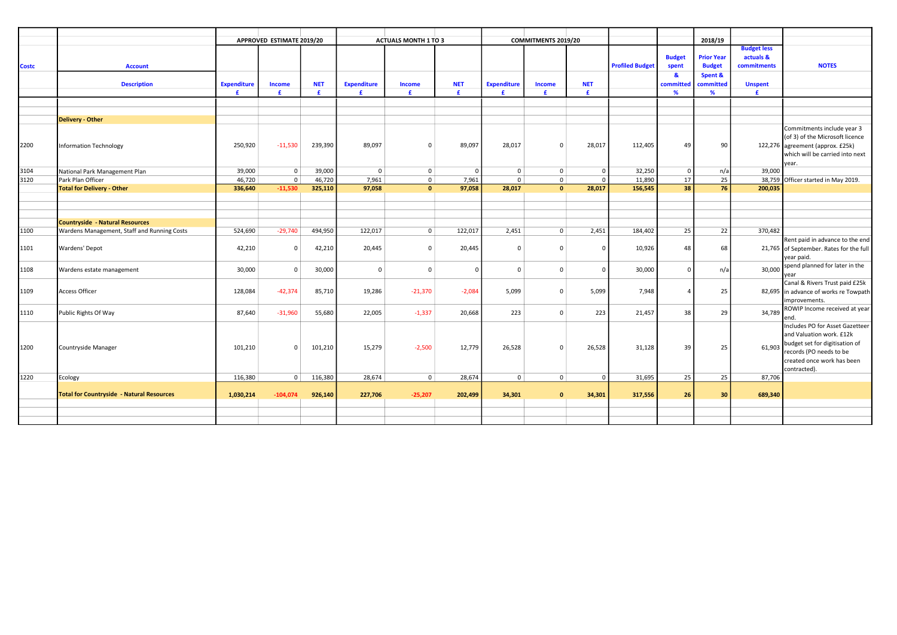| Costc | Account / Description | APPROVED ESTIMATE 2019/20 Expenditure £ | Income £ | NET £ | ACTUALS MONTH 1 TO 3 Expenditure £ | Income £ | NET £ | COMMITMENTS 2019/20 Expenditure £ | Income £ | NET £ | Profiled Budget | Budget spent & committed % | 2018/19 Prior Year Budget Spent & committed % | Budget less actuals & commitments Unspent £ | NOTES |
|---|---|---|---|---|---|---|---|---|---|---|---|---|---|---|---|
| | **Delivery - Other** | | | | | | | | | | | | | | |
| 2200 | Information Technology | 250,920 | -11,530 | 239,390 | 89,097 | 0 | 89,097 | 28,017 | 0 | 28,017 | 112,405 | 49 | 90 | 122,276 | Commitments include year 3 (of 3) of the Microsoft licence agreement (approx. £25k) which will be carried into next year. |
| 3104 | National Park Management Plan | 39,000 | 0 | 39,000 | 0 | 0 | 0 | 0 | 0 | 0 | 32,250 | 0 | n/a | 39,000 | |
| 3120 | Park Plan Officer | 46,720 | 0 | 46,720 | 7,961 | 0 | 7,961 | 0 | 0 | 0 | 11,890 | 17 | 25 | 38,759 | Officer started in May 2019. |
| | **Total for Delivery - Other** | **336,640** | **-11,530** | **325,110** | **97,058** | **0** | **97,058** | **28,017** | **0** | **28,017** | **156,545** | **38** | **76** | **200,035** | |
| | **Countryside - Natural Resources** | | | | | | | | | | | | | | |
| 1100 | Wardens Management, Staff and Running Costs | 524,690 | -29,740 | 494,950 | 122,017 | 0 | 122,017 | 2,451 | 0 | 2,451 | 184,402 | 25 | 22 | 370,482 | |
| 1101 | Wardens' Depot | 42,210 | 0 | 42,210 | 20,445 | 0 | 20,445 | 0 | 0 | 0 | 10,926 | 48 | 68 | 21,765 | Rent paid in advance to the end of September. Rates for the full year paid. |
| 1108 | Wardens estate management | 30,000 | 0 | 30,000 | 0 | 0 | 0 | 0 | 0 | 0 | 30,000 | 0 | n/a | 30,000 | spend planned for later in the year |
| 1109 | Access Officer | 128,084 | -42,374 | 85,710 | 19,286 | -21,370 | -2,084 | 5,099 | 0 | 5,099 | 7,948 | 4 | 25 | 82,695 | Canal & Rivers Trust paid £25k in advance of works re Towpath improvements. |
| 1110 | Public Rights Of Way | 87,640 | -31,960 | 55,680 | 22,005 | -1,337 | 20,668 | 223 | 0 | 223 | 21,457 | 38 | 29 | 34,789 | ROWIP Income received at year end. |
| 1200 | Countryside Manager | 101,210 | 0 | 101,210 | 15,279 | -2,500 | 12,779 | 26,528 | 0 | 26,528 | 31,128 | 39 | 25 | 61,903 | Includes PO for Asset Gazetteer and Valuation work. £12k budget set for digitisation of records (PO needs to be created once work has been contracted). |
| 1220 | Ecology | 116,380 | 0 | 116,380 | 28,674 | 0 | 28,674 | 0 | 0 | 0 | 31,695 | 25 | 25 | 87,706 | |
| | **Total for Countryside - Natural Resources** | **1,030,214** | **-104,074** | **926,140** | **227,706** | **-25,207** | **202,499** | **34,301** | **0** | **34,301** | **317,556** | **26** | **30** | **689,340** | |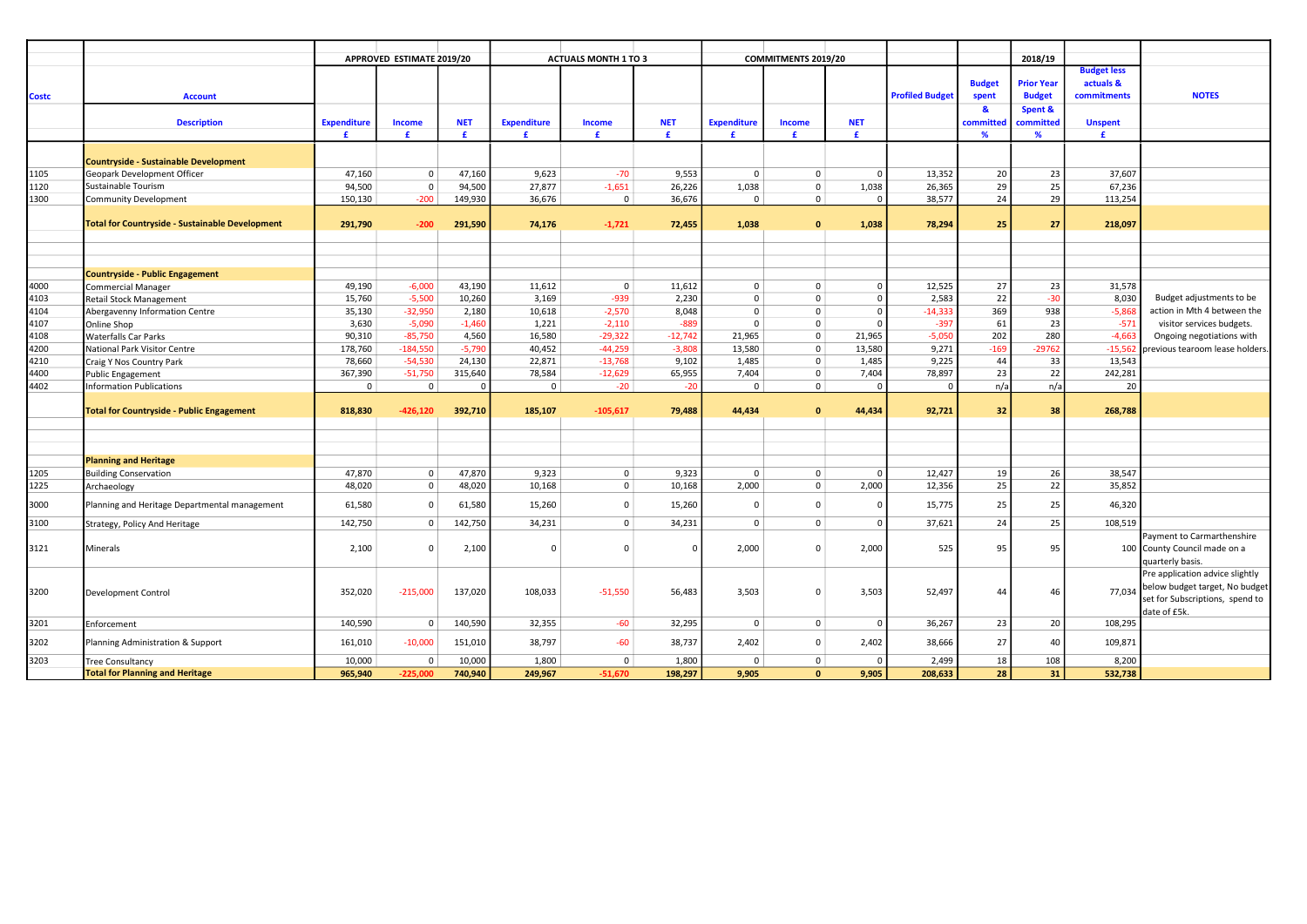| Costc | Account | APPROVED ESTIMATE 2019/20 | | | ACTUALS MONTH 1 TO 3 | | | COMMITMENTS 2019/20 | | | Profiled Budget | Budget spent | 2018/19 Prior Year Budget | Budget less actuals & commitments | NOTES |
|---|---|---|---|---|---|---|---|---|---|---|---|---|---|---|---|
| | Description | Expenditure £ | Income £ | NET £ | Expenditure £ | Income £ | NET £ | Expenditure £ | Income £ | NET £ | | & committed % | Spent & committed % | Unspent £ | |
| | **Countryside - Sustainable Development** | | | | | | | | | | | | | | |
| 1105 | Geopark Development Officer | 47,160 | 0 | 47,160 | 9,623 | -70 | 9,553 | 0 | 0 | 0 | 13,352 | 20 | 23 | 37,607 | |
| 1120 | Sustainable Tourism | 94,500 | 0 | 94,500 | 27,877 | -1,651 | 26,226 | 1,038 | 0 | 1,038 | 26,365 | 29 | 25 | 67,236 | |
| 1300 | Community Development | 150,130 | -200 | 149,930 | 36,676 | 0 | 36,676 | 0 | 0 | 0 | 38,577 | 24 | 29 | 113,254 | |
| | **Total for Countryside - Sustainable Development** | **291,790** | **-200** | **291,590** | **74,176** | **-1,721** | **72,455** | **1,038** | **0** | **1,038** | **78,294** | **25** | **27** | **218,097** | |
| | **Countryside - Public Engagement** | | | | | | | | | | | | | | |
| 4000 | Commercial Manager | 49,190 | -6,000 | 43,190 | 11,612 | 0 | 11,612 | 0 | 0 | 0 | 12,525 | 27 | 23 | 31,578 | |
| 4103 | Retail Stock Management | 15,760 | -5,500 | 10,260 | 3,169 | -939 | 2,230 | 0 | 0 | 0 | 2,583 | 22 | -30 | 8,030 | Budget adjustments to be action in Mth 4 between the visitor services budgets. Ongoing negotiations with previous tearoom lease holders. |
| 4104 | Abergavenny Information Centre | 35,130 | -32,950 | 2,180 | 10,618 | -2,570 | 8,048 | 0 | 0 | 0 | -14,333 | 369 | 938 | -5,868 | |
| 4107 | Online Shop | 3,630 | -5,090 | -1,460 | 1,221 | -2,110 | -889 | 0 | 0 | 0 | -397 | 61 | 23 | -571 | |
| 4108 | Waterfalls Car Parks | 90,310 | -85,750 | 4,560 | 16,580 | -29,322 | -12,742 | 21,965 | 0 | 21,965 | -5,050 | 202 | 280 | -4,663 | |
| 4200 | National Park Visitor Centre | 178,760 | -184,550 | -5,790 | 40,452 | -44,259 | -3,808 | 13,580 | 0 | 13,580 | 9,271 | -169 | -29762 | -15,562 | |
| 4210 | Craig Y Nos Country Park | 78,660 | -54,530 | 24,130 | 22,871 | -13,768 | 9,102 | 1,485 | 0 | 1,485 | 9,225 | 44 | 33 | 13,543 | |
| 4400 | Public Engagement | 367,390 | -51,750 | 315,640 | 78,584 | -12,629 | 65,955 | 7,404 | 0 | 7,404 | 78,897 | 23 | 22 | 242,281 | |
| 4402 | Information Publications | 0 | 0 | 0 | 0 | -20 | -20 | 0 | 0 | 0 | 0 | n/a | n/a | 20 | |
| | **Total for Countryside - Public Engagement** | **818,830** | **-426,120** | **392,710** | **185,107** | **-105,617** | **79,488** | **44,434** | **0** | **44,434** | **92,721** | **32** | **38** | **268,788** | |
| | **Planning and Heritage** | | | | | | | | | | | | | | |
| 1205 | Building Conservation | 47,870 | 0 | 47,870 | 9,323 | 0 | 9,323 | 0 | 0 | 0 | 12,427 | 19 | 26 | 38,547 | |
| 1225 | Archaeology | 48,020 | 0 | 48,020 | 10,168 | 0 | 10,168 | 2,000 | 0 | 2,000 | 12,356 | 25 | 22 | 35,852 | |
| 3000 | Planning and Heritage Departmental management | 61,580 | 0 | 61,580 | 15,260 | 0 | 15,260 | 0 | 0 | 0 | 15,775 | 25 | 25 | 46,320 | |
| 3100 | Strategy, Policy And Heritage | 142,750 | 0 | 142,750 | 34,231 | 0 | 34,231 | 0 | 0 | 0 | 37,621 | 24 | 25 | 108,519 | |
| 3121 | Minerals | 2,100 | 0 | 2,100 | 0 | 0 | 0 | 2,000 | 0 | 2,000 | 525 | 95 | 95 | 100 | Payment to Carmarthenshire County Council made on a quarterly basis. |
| 3200 | Development Control | 352,020 | -215,000 | 137,020 | 108,033 | -51,550 | 56,483 | 3,503 | 0 | 3,503 | 52,497 | 44 | 46 | 77,034 | Pre application advice slightly below budget target, No budget set for Subscriptions, spend to date of £5k. |
| 3201 | Enforcement | 140,590 | 0 | 140,590 | 32,355 | -60 | 32,295 | 0 | 0 | 0 | 36,267 | 23 | 20 | 108,295 | |
| 3202 | Planning Administration & Support | 161,010 | -10,000 | 151,010 | 38,797 | -60 | 38,737 | 2,402 | 0 | 2,402 | 38,666 | 27 | 40 | 109,871 | |
| 3203 | Tree Consultancy | 10,000 | 0 | 10,000 | 1,800 | 0 | 1,800 | 0 | 0 | 0 | 2,499 | 18 | 108 | 8,200 | |
| | **Total for Planning and Heritage** | **965,940** | **-225,000** | **740,940** | **249,967** | **-51,670** | **198,297** | **9,905** | **0** | **9,905** | **208,633** | **28** | **31** | **532,738** | |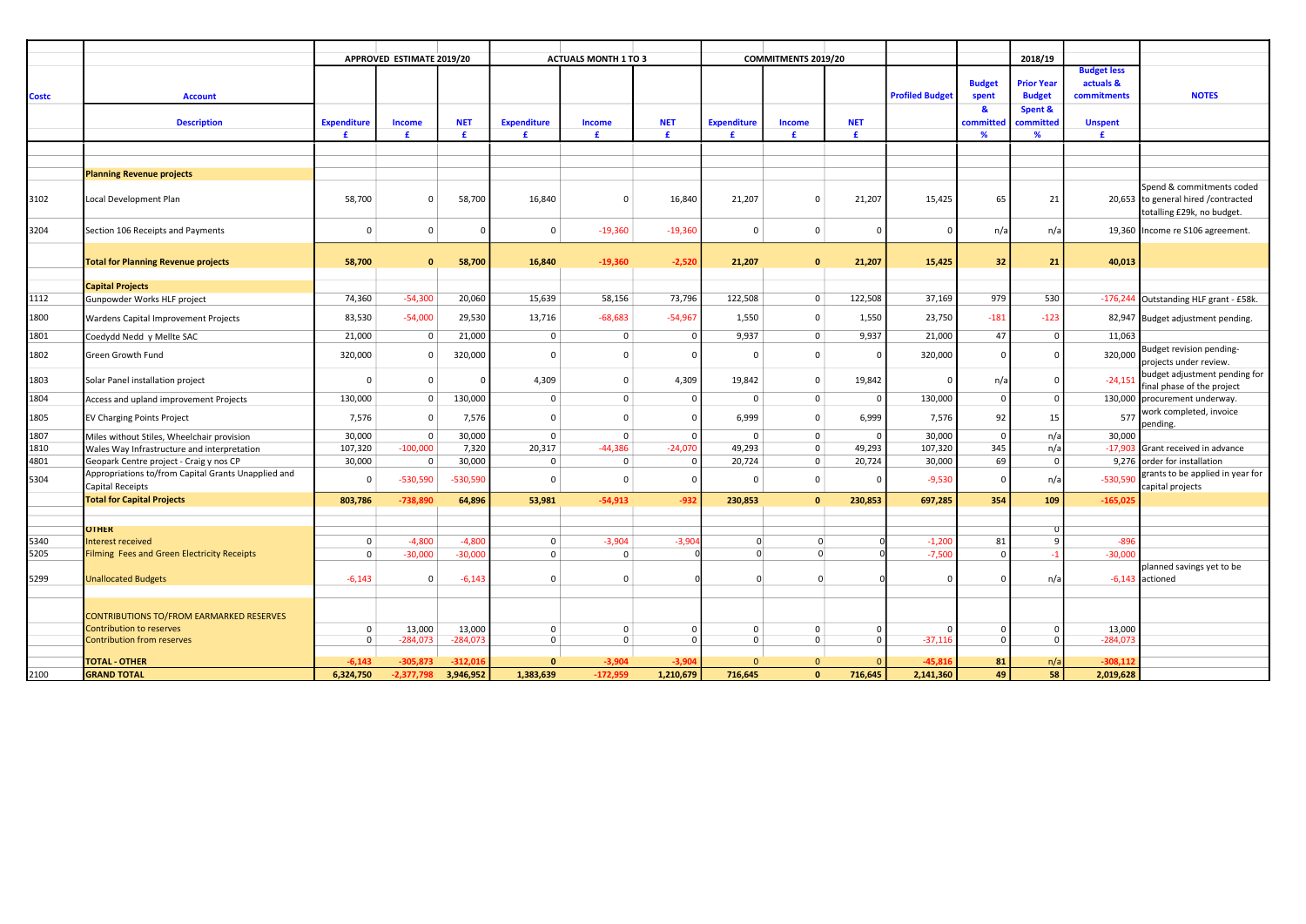| Costc | Account | APPROVED ESTIMATE 2019/20 | | | ACTUALS MONTH 1 TO 3 | | | COMMITMENTS 2019/20 | | | Profiled Budget | Budget spent & committed | 2018/19 Prior Year Budget Spent & committed | Budget less actuals & commitments | NOTES |
|---|---|---|---|---|---|---|---|---|---|---|---|---|---|---|---|
| | Description | Expenditure £ | Income £ | NET £ | Expenditure £ | Income £ | NET £ | Expenditure £ | Income £ | NET £ | | % | % | Unspent £ | |
| | **Planning Revenue projects** | | | | | | | | | | | | | | |
| 3102 | Local Development Plan | 58,700 | 0 | 58,700 | 16,840 | 0 | 16,840 | 21,207 | 0 | 21,207 | 15,425 | 65 | 21 | 20,653 | Spend & commitments coded to general hired /contracted totalling £29k, no budget. |
| 3204 | Section 106 Receipts and Payments | 0 | 0 | 0 | 0 | -19,360 | -19,360 | 0 | 0 | 0 | 0 | n/a | n/a | 19,360 | Income re S106 agreement. |
| | **Total for Planning Revenue projects** | **58,700** | **0** | **58,700** | **16,840** | **-19,360** | **-2,520** | **21,207** | **0** | **21,207** | **15,425** | **32** | **21** | **40,013** | |
| | **Capital Projects** | | | | | | | | | | | | | | |
| 1112 | Gunpowder Works HLF project | 74,360 | -54,300 | 20,060 | 15,639 | 58,156 | 73,796 | 122,508 | 0 | 122,508 | 37,169 | 979 | 530 | -176,244 | Outstanding HLF grant - £58k. |
| 1800 | Wardens Capital Improvement Projects | 83,530 | -54,000 | 29,530 | 13,716 | -68,683 | -54,967 | 1,550 | 0 | 1,550 | 23,750 | -181 | -123 | 82,947 | Budget adjustment pending. |
| 1801 | Coedydd Nedd y Mellte SAC | 21,000 | 0 | 21,000 | 0 | 0 | 0 | 9,937 | 0 | 9,937 | 21,000 | 47 | 0 | 11,063 | |
| 1802 | Green Growth Fund | 320,000 | 0 | 320,000 | 0 | 0 | 0 | 0 | 0 | 0 | 320,000 | 0 | 0 | 320,000 | Budget revision pending-projects under review. |
| 1803 | Solar Panel installation project | 0 | 0 | 0 | 4,309 | 0 | 4,309 | 19,842 | 0 | 19,842 | 0 | n/a | 0 | -24,151 | budget adjustment pending for final phase of the project |
| 1804 | Access and upland improvement Projects | 130,000 | 0 | 130,000 | 0 | 0 | 0 | 0 | 0 | 0 | 130,000 | 0 | 0 | 130,000 | procurement underway. |
| 1805 | EV Charging Points Project | 7,576 | 0 | 7,576 | 0 | 0 | 0 | 6,999 | 0 | 6,999 | 7,576 | 92 | 15 | 577 | work completed, invoice pending. |
| 1807 | Miles without Stiles, Wheelchair provision | 30,000 | 0 | 30,000 | 0 | 0 | 0 | 0 | 0 | 0 | 30,000 | 0 | n/a | 30,000 | |
| 1810 | Wales Way Infrastructure and interpretation | 107,320 | -100,000 | 7,320 | 20,317 | -44,386 | -24,070 | 49,293 | 0 | 49,293 | 107,320 | 345 | n/a | -17,903 | Grant received in advance |
| 4801 | Geopark Centre project - Craig y nos CP | 30,000 | 0 | 30,000 | 0 | 0 | 0 | 20,724 | 0 | 20,724 | 30,000 | 69 | 0 | 9,276 | order for installation |
| 5304 | Appropriations to/from Capital Grants Unapplied and Capital Receipts | 0 | -530,590 | -530,590 | 0 | 0 | 0 | 0 | 0 | 0 | -9,530 | 0 | n/a | -530,590 | grants to be applied in year for capital projects |
| | **Total for Capital Projects** | **803,786** | **-738,890** | **64,896** | **53,981** | **-54,913** | **-932** | **230,853** | **0** | **230,853** | **697,285** | **354** | **109** | **-165,025** | |
| | **OTHER** | | | | | | | | | | | | 0 | | |
| 5340 | Interest received | 0 | -4,800 | -4,800 | 0 | -3,904 | -3,904 | 0 | 0 | 0 | -1,200 | 81 | 9 | -896 | |
| 5205 | Filming Fees and Green Electricity Receipts | 0 | -30,000 | -30,000 | 0 | 0 | 0 | 0 | 0 | 0 | -7,500 | 0 | -1 | -30,000 | |
| 5299 | Unallocated Budgets | -6,143 | 0 | -6,143 | 0 | 0 | 0 | 0 | 0 | 0 | 0 | 0 | n/a | -6,143 | planned savings yet to be actioned |
| | CONTRIBUTIONS TO/FROM EARMARKED RESERVES | | | | | | | | | | | | | | |
| | Contribution to reserves | 0 | 13,000 | 13,000 | 0 | 0 | 0 | 0 | 0 | 0 | 0 | 0 | 0 | 13,000 | |
| | Contribution from reserves | 0 | -284,073 | -284,073 | 0 | 0 | 0 | 0 | 0 | 0 | -37,116 | 0 | 0 | -284,073 | |
| | **TOTAL - OTHER** | **-6,143** | **-305,873** | **-312,016** | **0** | **-3,904** | **-3,904** | **0** | **0** | **0** | **-45,816** | **81** | **n/a** | **-308,112** | |
| 2100 | **GRAND TOTAL** | **6,324,750** | **-2,377,798** | **3,946,952** | **1,383,639** | **-172,959** | **1,210,679** | **716,645** | **0** | **716,645** | **2,141,360** | **49** | **58** | **2,019,628** | |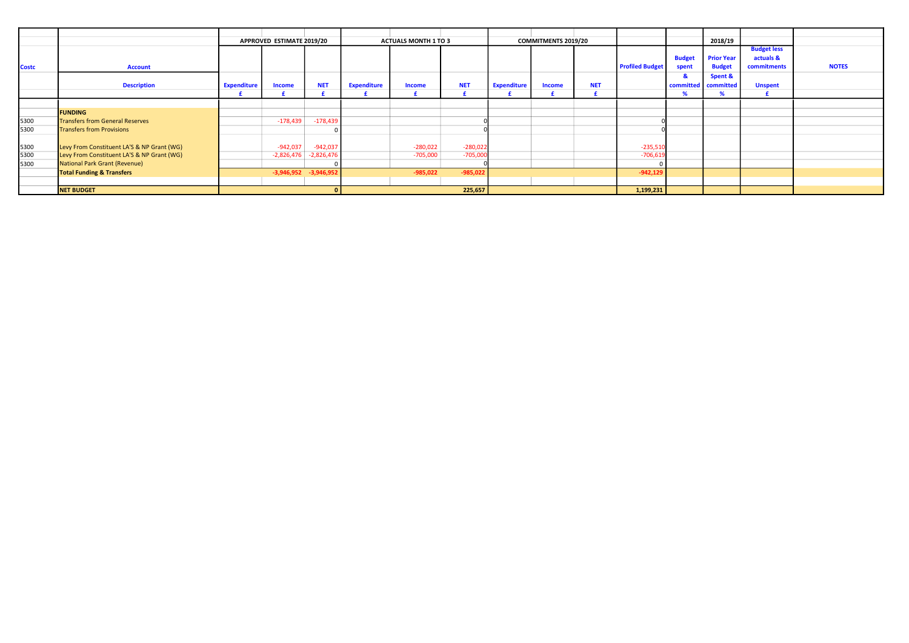| Costc | Account / Description | APPROVED ESTIMATE 2019/20 Expenditure £ | Income £ | NET £ | ACTUALS MONTH 1 TO 3 Expenditure £ | Income £ | NET £ | COMMITMENTS 2019/20 Expenditure £ | Income £ | NET £ | Profiled Budget | Budget spent & committed % | 2018/19 Prior Year Budget Spent & committed % | Budget less actuals & commitments Unspent £ | NOTES |
|---|---|---|---|---|---|---|---|---|---|---|---|---|---|---|---|
| | **FUNDING** | | | | | | | | | | | | | | |
| 5300 | Transfers from General Reserves | | -178,439 | -178,439 | | | 0 | | | | 0 | | | | |
| 5300 | Transfers from Provisions | | | 0 | | | 0 | | | | 0 | | | | |
| 5300 | Levy From Constituent LA'S & NP Grant (WG) | | -942,037 | -942,037 | | -280,022 | -280,022 | | | | -235,510 | | | | |
| 5300 | Levy From Constituent LA'S & NP Grant (WG) | | -2,826,476 | -2,826,476 | | -705,000 | -705,000 | | | | -706,619 | | | | |
| 5300 | National Park Grant (Revenue) | | | 0 | | | 0 | | | | 0 | | | | |
| | **Total Funding & Transfers** | | **-3,946,952** | **-3,946,952** | | **-985,022** | **-985,022** | | | | **-942,129** | | | | |
| | **NET BUDGET** | | | **0** | | | **225,657** | | | | **1,199,231** | | | | |